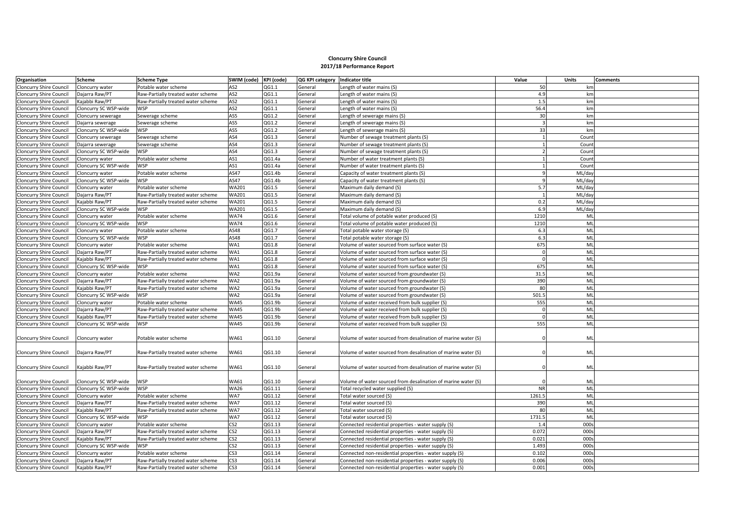**Cloncurry Shire Council**
**2017/18 Performance Report**

| Organisation | Scheme | Scheme Type | SWIM (code) | KPI (code) | QG KPI category | Indicator title | Value | Units | Comments |
|---|---|---|---|---|---|---|---|---|---|
| Cloncurry Shire Council | Cloncurry water | Potable water scheme | AS2 | QG1.1 | General | Length of water mains (S) | 50 | km | |
| Cloncurry Shire Council | Dajarra Raw/PT | Raw-Partially treated water scheme | AS2 | QG1.1 | General | Length of water mains (S) | 4.9 | km | |
| Cloncurry Shire Council | Kajabbi Raw/PT | Raw-Partially treated water scheme | AS2 | QG1.1 | General | Length of water mains (S) | 1.5 | km | |
| Cloncurry Shire Council | Cloncurry SC WSP-wide | WSP | AS2 | QG1.1 | General | Length of water mains (S) | 56.4 | km | |
| Cloncurry Shire Council | Cloncurry sewerage | Sewerage scheme | AS5 | QG1.2 | General | Length of sewerage mains (S) | 30 | km | |
| Cloncurry Shire Council | Dajarra sewerage | Sewerage scheme | AS5 | QG1.2 | General | Length of sewerage mains (S) | 3 | km | |
| Cloncurry Shire Council | Cloncurry SC WSP-wide | WSP | AS5 | QG1.2 | General | Length of sewerage mains (S) | 33 | km | |
| Cloncurry Shire Council | Cloncurry sewerage | Sewerage scheme | AS4 | QG1.3 | General | Number of sewage treatment plants (S) | 1 | Count | |
| Cloncurry Shire Council | Dajarra sewerage | Sewerage scheme | AS4 | QG1.3 | General | Number of sewage treatment plants (S) | 1 | Count | |
| Cloncurry Shire Council | Cloncurry SC WSP-wide | WSP | AS4 | QG1.3 | General | Number of sewage treatment plants (S) | 2 | Count | |
| Cloncurry Shire Council | Cloncurry water | Potable water scheme | AS1 | QG1.4a | General | Number of water treatment plants (S) | 1 | Count | |
| Cloncurry Shire Council | Cloncurry SC WSP-wide | WSP | AS1 | QG1.4a | General | Number of water treatment plants (S) | 1 | Count | |
| Cloncurry Shire Council | Cloncurry water | Potable water scheme | AS47 | QG1.4b | General | Capacity of water treatment plants (S) | 9 | ML/day | |
| Cloncurry Shire Council | Cloncurry SC WSP-wide | WSP | AS47 | QG1.4b | General | Capacity of water treatment plants (S) | 9 | ML/day | |
| Cloncurry Shire Council | Cloncurry water | Potable water scheme | WA201 | QG1.5 | General | Maximum daily demand (S) | 5.7 | ML/day | |
| Cloncurry Shire Council | Dajarra Raw/PT | Raw-Partially treated water scheme | WA201 | QG1.5 | General | Maximum daily demand (S) | 1 | ML/day | |
| Cloncurry Shire Council | Kajabbi Raw/PT | Raw-Partially treated water scheme | WA201 | QG1.5 | General | Maximum daily demand (S) | 0.2 | ML/day | |
| Cloncurry Shire Council | Cloncurry SC WSP-wide | WSP | WA201 | QG1.5 | General | Maximum daily demand (S) | 6.9 | ML/day | |
| Cloncurry Shire Council | Cloncurry water | Potable water scheme | WA74 | QG1.6 | General | Total volume of potable water produced (S) | 1210 | ML | |
| Cloncurry Shire Council | Cloncurry SC WSP-wide | WSP | WA74 | QG1.6 | General | Total volume of potable water produced (S) | 1210 | ML | |
| Cloncurry Shire Council | Cloncurry water | Potable water scheme | AS48 | QG1.7 | General | Total potable water storage (S) | 6.3 | ML | |
| Cloncurry Shire Council | Cloncurry SC WSP-wide | WSP | AS48 | QG1.7 | General | Total potable water storage (S) | 6.3 | ML | |
| Cloncurry Shire Council | Cloncurry water | Potable water scheme | WA1 | QG1.8 | General | Volume of water sourced from surface water (S) | 675 | ML | |
| Cloncurry Shire Council | Dajarra Raw/PT | Raw-Partially treated water scheme | WA1 | QG1.8 | General | Volume of water sourced from surface water (S) | 0 | ML | |
| Cloncurry Shire Council | Kajabbi Raw/PT | Raw-Partially treated water scheme | WA1 | QG1.8 | General | Volume of water sourced from surface water (S) | 0 | ML | |
| Cloncurry Shire Council | Cloncurry SC WSP-wide | WSP | WA1 | QG1.8 | General | Volume of water sourced from surface water (S) | 675 | ML | |
| Cloncurry Shire Council | Cloncurry water | Potable water scheme | WA2 | QG1.9a | General | Volume of water sourced from groundwater (S) | 31.5 | ML | |
| Cloncurry Shire Council | Dajarra Raw/PT | Raw-Partially treated water scheme | WA2 | QG1.9a | General | Volume of water sourced from groundwater (S) | 390 | ML | |
| Cloncurry Shire Council | Kajabbi Raw/PT | Raw-Partially treated water scheme | WA2 | QG1.9a | General | Volume of water sourced from groundwater (S) | 80 | ML | |
| Cloncurry Shire Council | Cloncurry SC WSP-wide | WSP | WA2 | QG1.9a | General | Volume of water sourced from groundwater (S) | 501.5 | ML | |
| Cloncurry Shire Council | Cloncurry water | Potable water scheme | WA45 | QG1.9b | General | Volume of water received from bulk supplier (S) | 555 | ML | |
| Cloncurry Shire Council | Dajarra Raw/PT | Raw-Partially treated water scheme | WA45 | QG1.9b | General | Volume of water received from bulk supplier (S) | 0 | ML | |
| Cloncurry Shire Council | Kajabbi Raw/PT | Raw-Partially treated water scheme | WA45 | QG1.9b | General | Volume of water received from bulk supplier (S) | 0 | ML | |
| Cloncurry Shire Council | Cloncurry SC WSP-wide | WSP | WA45 | QG1.9b | General | Volume of water received from bulk supplier (S) | 555 | ML | |
| Cloncurry Shire Council | Cloncurry water | Potable water scheme | WA61 | QG1.10 | General | Volume of water sourced from desalination of marine water (S) | 0 | ML | |
| Cloncurry Shire Council | Dajarra Raw/PT | Raw-Partially treated water scheme | WA61 | QG1.10 | General | Volume of water sourced from desalination of marine water (S) | 0 | ML | |
| Cloncurry Shire Council | Kajabbi Raw/PT | Raw-Partially treated water scheme | WA61 | QG1.10 | General | Volume of water sourced from desalination of marine water (S) | 0 | ML | |
| Cloncurry Shire Council | Cloncurry SC WSP-wide | WSP | WA61 | QG1.10 | General | Volume of water sourced from desalination of marine water (S) | 0 | ML | |
| Cloncurry Shire Council | Cloncurry SC WSP-wide | WSP | WA26 | QG1.11 | General | Total recycled water supplied (S) | NR | ML | |
| Cloncurry Shire Council | Cloncurry water | Potable water scheme | WA7 | QG1.12 | General | Total water sourced (S) | 1261.5 | ML | |
| Cloncurry Shire Council | Dajarra Raw/PT | Raw-Partially treated water scheme | WA7 | QG1.12 | General | Total water sourced (S) | 390 | ML | |
| Cloncurry Shire Council | Kajabbi Raw/PT | Raw-Partially treated water scheme | WA7 | QG1.12 | General | Total water sourced (S) | 80 | ML | |
| Cloncurry Shire Council | Cloncurry SC WSP-wide | WSP | WA7 | QG1.12 | General | Total water sourced (S) | 1731.5 | ML | |
| Cloncurry Shire Council | Cloncurry water | Potable water scheme | CS2 | QG1.13 | General | Connected residential properties - water supply (S) | 1.4 | 000s | |
| Cloncurry Shire Council | Dajarra Raw/PT | Raw-Partially treated water scheme | CS2 | QG1.13 | General | Connected residential properties - water supply (S) | 0.072 | 000s | |
| Cloncurry Shire Council | Kajabbi Raw/PT | Raw-Partially treated water scheme | CS2 | QG1.13 | General | Connected residential properties - water supply (S) | 0.021 | 000s | |
| Cloncurry Shire Council | Cloncurry SC WSP-wide | WSP | CS2 | QG1.13 | General | Connected residential properties - water supply (S) | 1.493 | 000s | |
| Cloncurry Shire Council | Cloncurry water | Potable water scheme | CS3 | QG1.14 | General | Connected non-residential properties - water supply (S) | 0.102 | 000s | |
| Cloncurry Shire Council | Dajarra Raw/PT | Raw-Partially treated water scheme | CS3 | QG1.14 | General | Connected non-residential properties - water supply (S) | 0.006 | 000s | |
| Cloncurry Shire Council | Kajabbi Raw/PT | Raw-Partially treated water scheme | CS3 | QG1.14 | General | Connected non-residential properties - water supply (S) | 0.001 | 000s | |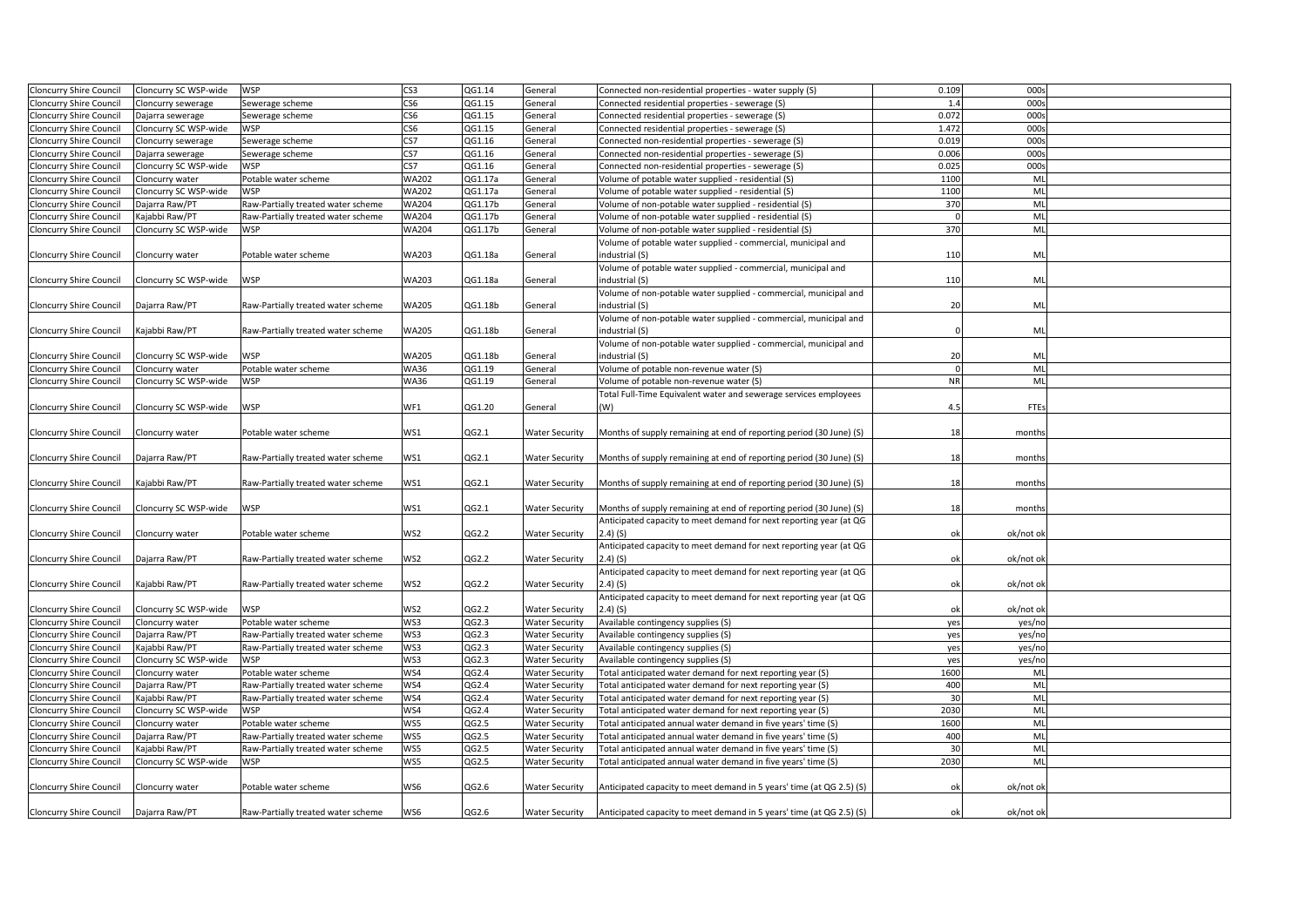| Cloncurry Shire Council | Cloncurry SC WSP-wide | WSP | CS3 | QG1.14 | General | Connected non-residential properties - water supply (S) | 0.109 | 000s |
|---|---|---|---|---|---|---|---|---|
| Cloncurry Shire Council | Cloncurry sewerage | Sewerage scheme | CS6 | QG1.15 | General | Connected residential properties - sewerage (S) | 1.4 | 000s |
| Cloncurry Shire Council | Dajarra sewerage | Sewerage scheme | CS6 | QG1.15 | General | Connected residential properties - sewerage (S) | 0.072 | 000s |
| Cloncurry Shire Council | Cloncurry SC WSP-wide | WSP | CS6 | QG1.15 | General | Connected residential properties - sewerage (S) | 1.472 | 000s |
| Cloncurry Shire Council | Cloncurry sewerage | Sewerage scheme | CS7 | QG1.16 | General | Connected non-residential properties - sewerage (S) | 0.019 | 000s |
| Cloncurry Shire Council | Dajarra sewerage | Sewerage scheme | CS7 | QG1.16 | General | Connected non-residential properties - sewerage (S) | 0.006 | 000s |
| Cloncurry Shire Council | Cloncurry SC WSP-wide | WSP | CS7 | QG1.16 | General | Connected non-residential properties - sewerage (S) | 0.025 | 000s |
| Cloncurry Shire Council | Cloncurry water | Potable water scheme | WA202 | QG1.17a | General | Volume of potable water supplied - residential (S) | 1100 | ML |
| Cloncurry Shire Council | Cloncurry SC WSP-wide | WSP | WA202 | QG1.17a | General | Volume of potable water supplied - residential (S) | 1100 | ML |
| Cloncurry Shire Council | Dajarra Raw/PT | Raw-Partially treated water scheme | WA204 | QG1.17b | General | Volume of non-potable water supplied - residential (S) | 370 | ML |
| Cloncurry Shire Council | Kajabbi Raw/PT | Raw-Partially treated water scheme | WA204 | QG1.17b | General | Volume of non-potable water supplied - residential (S) | 0 | ML |
| Cloncurry Shire Council | Cloncurry SC WSP-wide | WSP | WA204 | QG1.17b | General | Volume of non-potable water supplied - residential (S) | 370 | ML |
| Cloncurry Shire Council | Cloncurry water | Potable water scheme | WA203 | QG1.18a | General | Volume of potable water supplied - commercial, municipal and industrial (S) | 110 | ML |
| Cloncurry Shire Council | Cloncurry SC WSP-wide | WSP | WA203 | QG1.18a | General | Volume of potable water supplied - commercial, municipal and industrial (S) | 110 | ML |
| Cloncurry Shire Council | Dajarra Raw/PT | Raw-Partially treated water scheme | WA205 | QG1.18b | General | Volume of non-potable water supplied - commercial, municipal and industrial (S) | 20 | ML |
| Cloncurry Shire Council | Kajabbi Raw/PT | Raw-Partially treated water scheme | WA205 | QG1.18b | General | Volume of non-potable water supplied - commercial, municipal and industrial (S) | 0 | ML |
| Cloncurry Shire Council | Cloncurry SC WSP-wide | WSP | WA205 | QG1.18b | General | Volume of non-potable water supplied - commercial, municipal and industrial (S) | 20 | ML |
| Cloncurry Shire Council | Cloncurry water | Potable water scheme | WA36 | QG1.19 | General | Volume of potable non-revenue water (S) | 0 | ML |
| Cloncurry Shire Council | Cloncurry SC WSP-wide | WSP | WA36 | QG1.19 | General | Volume of potable non-revenue water (S) | NR | ML |
| Cloncurry Shire Council | Cloncurry SC WSP-wide | WSP | WF1 | QG1.20 | General | Total Full-Time Equivalent water and sewerage services employees (W) | 4.5 | FTEs |
| Cloncurry Shire Council | Cloncurry water | Potable water scheme | WS1 | QG2.1 | Water Security | Months of supply remaining at end of reporting period (30 June) (S) | 18 | months |
| Cloncurry Shire Council | Dajarra Raw/PT | Raw-Partially treated water scheme | WS1 | QG2.1 | Water Security | Months of supply remaining at end of reporting period (30 June) (S) | 18 | months |
| Cloncurry Shire Council | Kajabbi Raw/PT | Raw-Partially treated water scheme | WS1 | QG2.1 | Water Security | Months of supply remaining at end of reporting period (30 June) (S) | 18 | months |
| Cloncurry Shire Council | Cloncurry SC WSP-wide | WSP | WS1 | QG2.1 | Water Security | Months of supply remaining at end of reporting period (30 June) (S) | 18 | months |
| Cloncurry Shire Council | Cloncurry water | Potable water scheme | WS2 | QG2.2 | Water Security | Anticipated capacity to meet demand for next reporting year (at QG 2.4) (S) | ok | ok/not ok |
| Cloncurry Shire Council | Dajarra Raw/PT | Raw-Partially treated water scheme | WS2 | QG2.2 | Water Security | Anticipated capacity to meet demand for next reporting year (at QG 2.4) (S) | ok | ok/not ok |
| Cloncurry Shire Council | Kajabbi Raw/PT | Raw-Partially treated water scheme | WS2 | QG2.2 | Water Security | Anticipated capacity to meet demand for next reporting year (at QG 2.4) (S) | ok | ok/not ok |
| Cloncurry Shire Council | Cloncurry SC WSP-wide | WSP | WS2 | QG2.2 | Water Security | Anticipated capacity to meet demand for next reporting year (at QG 2.4) (S) | ok | ok/not ok |
| Cloncurry Shire Council | Cloncurry water | Potable water scheme | WS3 | QG2.3 | Water Security | Available contingency supplies (S) | yes | yes/no |
| Cloncurry Shire Council | Dajarra Raw/PT | Raw-Partially treated water scheme | WS3 | QG2.3 | Water Security | Available contingency supplies (S) | yes | yes/no |
| Cloncurry Shire Council | Kajabbi Raw/PT | Raw-Partially treated water scheme | WS3 | QG2.3 | Water Security | Available contingency supplies (S) | yes | yes/no |
| Cloncurry Shire Council | Cloncurry SC WSP-wide | WSP | WS3 | QG2.3 | Water Security | Available contingency supplies (S) | yes | yes/no |
| Cloncurry Shire Council | Cloncurry water | Potable water scheme | WS4 | QG2.4 | Water Security | Total anticipated water demand for next reporting year (S) | 1600 | ML |
| Cloncurry Shire Council | Dajarra Raw/PT | Raw-Partially treated water scheme | WS4 | QG2.4 | Water Security | Total anticipated water demand for next reporting year (S) | 400 | ML |
| Cloncurry Shire Council | Kajabbi Raw/PT | Raw-Partially treated water scheme | WS4 | QG2.4 | Water Security | Total anticipated water demand for next reporting year (S) | 30 | ML |
| Cloncurry Shire Council | Cloncurry SC WSP-wide | WSP | WS4 | QG2.4 | Water Security | Total anticipated water demand for next reporting year (S) | 2030 | ML |
| Cloncurry Shire Council | Cloncurry water | Potable water scheme | WS5 | QG2.5 | Water Security | Total anticipated annual water demand in five years' time (S) | 1600 | ML |
| Cloncurry Shire Council | Dajarra Raw/PT | Raw-Partially treated water scheme | WS5 | QG2.5 | Water Security | Total anticipated annual water demand in five years' time (S) | 400 | ML |
| Cloncurry Shire Council | Kajabbi Raw/PT | Raw-Partially treated water scheme | WS5 | QG2.5 | Water Security | Total anticipated annual water demand in five years' time (S) | 30 | ML |
| Cloncurry Shire Council | Cloncurry SC WSP-wide | WSP | WS5 | QG2.5 | Water Security | Total anticipated annual water demand in five years' time (S) | 2030 | ML |
| Cloncurry Shire Council | Cloncurry water | Potable water scheme | WS6 | QG2.6 | Water Security | Anticipated capacity to meet demand in 5 years' time (at QG 2.5) (S) | ok | ok/not ok |
| Cloncurry Shire Council | Dajarra Raw/PT | Raw-Partially treated water scheme | WS6 | QG2.6 | Water Security | Anticipated capacity to meet demand in 5 years' time (at QG 2.5) (S) | ok | ok/not ok |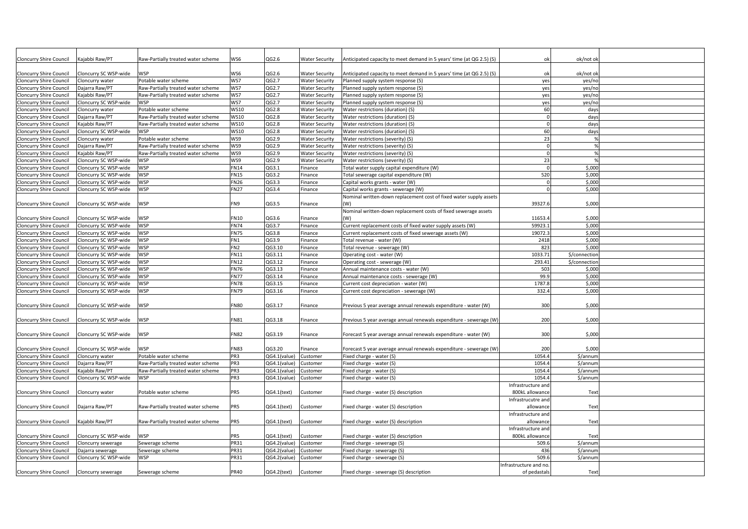| | | | | | | | | |
|---|---|---|---|---|---|---|---|---|
| Cloncurry Shire Council | Kajabbi Raw/PT | Raw-Partially treated water scheme | WS6 | QG2.6 | Water Security | Anticipated capacity to meet demand in 5 years' time (at QG 2.5) (S) | ok | ok/not ok |
| Cloncurry Shire Council | Cloncurry SC WSP-wide | WSP | WS6 | QG2.6 | Water Security | Anticipated capacity to meet demand in 5 years' time (at QG 2.5) (S) | ok | ok/not ok |
| Cloncurry Shire Council | Cloncurry water | Potable water scheme | WS7 | QG2.7 | Water Security | Planned supply system response (S) | yes | yes/no |
| Cloncurry Shire Council | Dajarra Raw/PT | Raw-Partially treated water scheme | WS7 | QG2.7 | Water Security | Planned supply system response (S) | yes | yes/no |
| Cloncurry Shire Council | Kajabbi Raw/PT | Raw-Partially treated water scheme | WS7 | QG2.7 | Water Security | Planned supply system response (S) | yes | yes/no |
| Cloncurry Shire Council | Cloncurry SC WSP-wide | WSP | WS7 | QG2.7 | Water Security | Planned supply system response (S) | yes | yes/no |
| Cloncurry Shire Council | Cloncurry water | Potable water scheme | WS10 | QG2.8 | Water Security | Water restrictions (duration) (S) | 60 | days |
| Cloncurry Shire Council | Dajarra Raw/PT | Raw-Partially treated water scheme | WS10 | QG2.8 | Water Security | Water restrictions (duration) (S) | 0 | days |
| Cloncurry Shire Council | Kajabbi Raw/PT | Raw-Partially treated water scheme | WS10 | QG2.8 | Water Security | Water restrictions (duration) (S) | 0 | days |
| Cloncurry Shire Council | Cloncurry SC WSP-wide | WSP | WS10 | QG2.8 | Water Security | Water restrictions (duration) (S) | 60 | days |
| Cloncurry Shire Council | Cloncurry water | Potable water scheme | WS9 | QG2.9 | Water Security | Water restrictions (severity) (S) | 23 | % |
| Cloncurry Shire Council | Dajarra Raw/PT | Raw-Partially treated water scheme | WS9 | QG2.9 | Water Security | Water restrictions (severity) (S) | 0 | % |
| Cloncurry Shire Council | Kajabbi Raw/PT | Raw-Partially treated water scheme | WS9 | QG2.9 | Water Security | Water restrictions (severity) (S) | 0 | % |
| Cloncurry Shire Council | Cloncurry SC WSP-wide | WSP | WS9 | QG2.9 | Water Security | Water restrictions (severity) (S) | 23 | % |
| Cloncurry Shire Council | Cloncurry SC WSP-wide | WSP | FN14 | QG3.1 | Finance | Total water supply capital expenditure (W) | 0 | $,000 |
| Cloncurry Shire Council | Cloncurry SC WSP-wide | WSP | FN15 | QG3.2 | Finance | Total sewerage capital expenditure (W) | 520 | $,000 |
| Cloncurry Shire Council | Cloncurry SC WSP-wide | WSP | FN26 | QG3.3 | Finance | Capital works grants - water (W) | 0 | $,000 |
| Cloncurry Shire Council | Cloncurry SC WSP-wide | WSP | FN27 | QG3.4 | Finance | Capital works grants - sewerage (W) | 0 | $,000 |
| Cloncurry Shire Council | Cloncurry SC WSP-wide | WSP | FN9 | QG3.5 | Finance | Nominal written-down replacement cost of fixed water supply assets (W) | 39327.6 | $,000 |
| Cloncurry Shire Council | Cloncurry SC WSP-wide | WSP | FN10 | QG3.6 | Finance | Nominal written-down replacement costs of fixed sewerage assets (W) | 11653.4 | $,000 |
| Cloncurry Shire Council | Cloncurry SC WSP-wide | WSP | FN74 | QG3.7 | Finance | Current replacement costs of fixed water supply assets (W) | 59923.1 | $,000 |
| Cloncurry Shire Council | Cloncurry SC WSP-wide | WSP | FN75 | QG3.8 | Finance | Current replacement costs of fixed sewerage assets (W) | 19072.3 | $,000 |
| Cloncurry Shire Council | Cloncurry SC WSP-wide | WSP | FN1 | QG3.9 | Finance | Total revenue - water (W) | 2418 | $,000 |
| Cloncurry Shire Council | Cloncurry SC WSP-wide | WSP | FN2 | QG3.10 | Finance | Total revenue - sewerage (W) | 823 | $,000 |
| Cloncurry Shire Council | Cloncurry SC WSP-wide | WSP | FN11 | QG3.11 | Finance | Operating cost - water (W) | 1033.71 | $/connection |
| Cloncurry Shire Council | Cloncurry SC WSP-wide | WSP | FN12 | QG3.12 | Finance | Operating cost - sewerage (W) | 293.41 | $/connection |
| Cloncurry Shire Council | Cloncurry SC WSP-wide | WSP | FN76 | QG3.13 | Finance | Annual maintenance costs - water (W) | 503 | $,000 |
| Cloncurry Shire Council | Cloncurry SC WSP-wide | WSP | FN77 | QG3.14 | Finance | Annual maintenance costs - sewerage (W) | 99.9 | $,000 |
| Cloncurry Shire Council | Cloncurry SC WSP-wide | WSP | FN78 | QG3.15 | Finance | Current cost depreciation - water (W) | 1787.8 | $,000 |
| Cloncurry Shire Council | Cloncurry SC WSP-wide | WSP | FN79 | QG3.16 | Finance | Current cost depreciation - sewerage (W) | 332.4 | $,000 |
| Cloncurry Shire Council | Cloncurry SC WSP-wide | WSP | FN80 | QG3.17 | Finance | Previous 5 year average annual renewals expenditure - water (W) | 300 | $,000 |
| Cloncurry Shire Council | Cloncurry SC WSP-wide | WSP | FN81 | QG3.18 | Finance | Previous 5 year average annual renewals expenditure - sewerage (W) | 200 | $,000 |
| Cloncurry Shire Council | Cloncurry SC WSP-wide | WSP | FN82 | QG3.19 | Finance | Forecast 5 year average annual renewals expenditure - water (W) | 300 | $,000 |
| Cloncurry Shire Council | Cloncurry SC WSP-wide | WSP | FN83 | QG3.20 | Finance | Forecast 5 year average annual renewals expenditure - sewerage (W) | 200 | $,000 |
| Cloncurry Shire Council | Cloncurry water | Potable water scheme | PR3 | QG4.1(value) | Customer | Fixed charge - water (S) | 1054.4 | $/annum |
| Cloncurry Shire Council | Dajarra Raw/PT | Raw-Partially treated water scheme | PR3 | QG4.1(value) | Customer | Fixed charge - water (S) | 1054.4 | $/annum |
| Cloncurry Shire Council | Kajabbi Raw/PT | Raw-Partially treated water scheme | PR3 | QG4.1(value) | Customer | Fixed charge - water (S) | 1054.4 | $/annum |
| Cloncurry Shire Council | Cloncurry SC WSP-wide | WSP | PR3 | QG4.1(value) | Customer | Fixed charge - water (S) | 1054.4 | $/annum |
| Cloncurry Shire Council | Cloncurry water | Potable water scheme | PR5 | QG4.1(text) | Customer | Fixed charge - water (S) description | Infrastructure and 800kL allowance | Text |
| Cloncurry Shire Council | Dajarra Raw/PT | Raw-Partially treated water scheme | PR5 | QG4.1(text) | Customer | Fixed charge - water (S) description | Infrastrucutre and allowance | Text |
| Cloncurry Shire Council | Kajabbi Raw/PT | Raw-Partially treated water scheme | PR5 | QG4.1(text) | Customer | Fixed charge - water (S) description | Infrastructure and allowance | Text |
| Cloncurry Shire Council | Cloncurry SC WSP-wide | WSP | PR5 | QG4.1(text) | Customer | Fixed charge - water (S) description | Infrastructure and 800kL allowance | Text |
| Cloncurry Shire Council | Cloncurry sewerage | Sewerage scheme | PR31 | QG4.2(value) | Customer | Fixed charge - sewerage (S) | 509.6 | $/annum |
| Cloncurry Shire Council | Dajarra sewerage | Sewerage scheme | PR31 | QG4.2(value) | Customer | Fixed charge - sewerage (S) | 436 | $/annum |
| Cloncurry Shire Council | Cloncurry SC WSP-wide | WSP | PR31 | QG4.2(value) | Customer | Fixed charge - sewerage (S) | 509.6 | $/annum |
| Cloncurry Shire Council | Cloncurry sewerage | Sewerage scheme | PR40 | QG4.2(text) | Customer | Fixed charge - sewerage (S) description | Infrastructure and no. of pedastals | Text |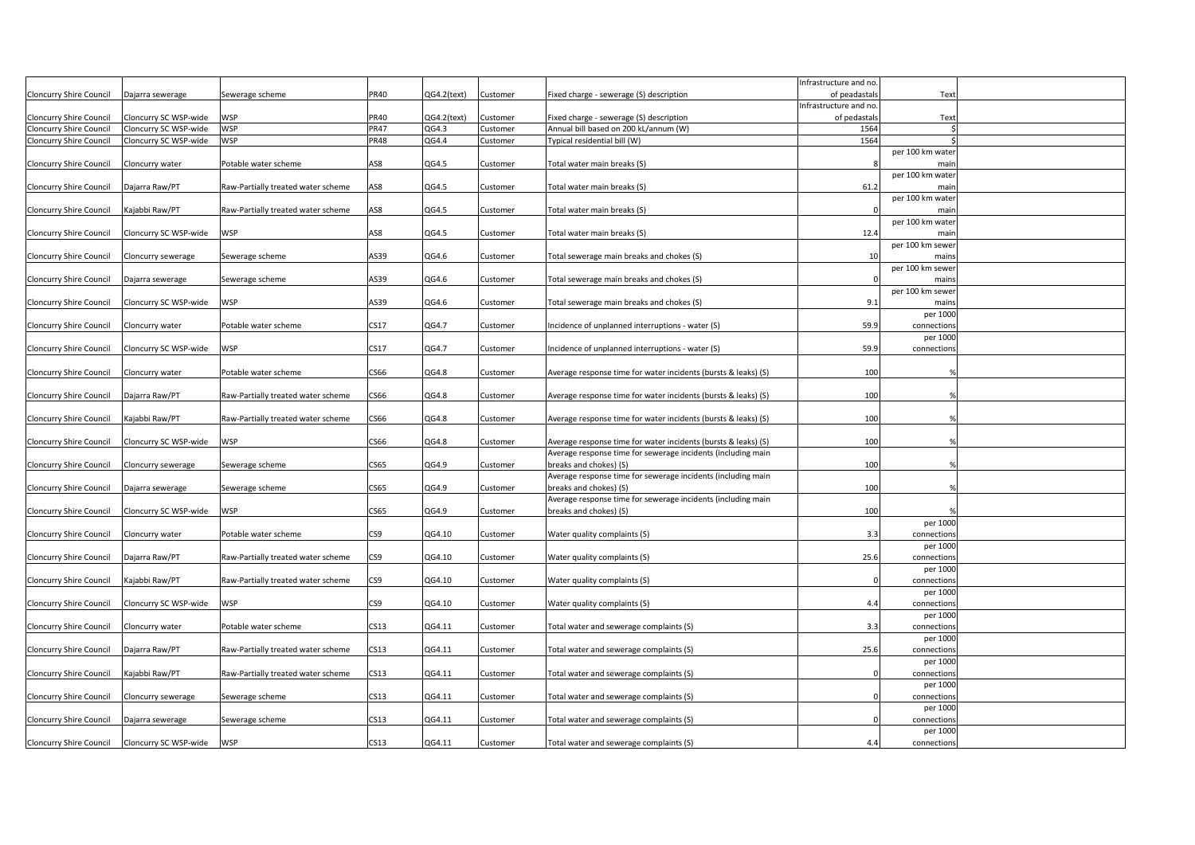| | | | | | | | | | |
|---|---|---|---|---|---|---|---|---|---|
| Cloncurry Shire Council | Dajarra sewerage | Sewerage scheme | PR40 | QG4.2(text) | Customer | Fixed charge - sewerage (S) description | Infrastructure and no. of peadastals | Text | |
| Cloncurry Shire Council | Cloncurry SC WSP-wide | WSP | PR40 | QG4.2(text) | Customer | Fixed charge - sewerage (S) description | Infrastructure and no. of pedastals | Text | |
| Cloncurry Shire Council | Cloncurry SC WSP-wide | WSP | PR47 | QG4.3 | Customer | Annual bill based on 200 kL/annum (W) | 1564 | $ | |
| Cloncurry Shire Council | Cloncurry SC WSP-wide | WSP | PR48 | QG4.4 | Customer | Typical residential bill (W) | 1564 | $ | |
| Cloncurry Shire Council | Cloncurry water | Potable water scheme | AS8 | QG4.5 | Customer | Total water main breaks (S) | 8 | per 100 km water main | |
| Cloncurry Shire Council | Dajarra Raw/PT | Raw-Partially treated water scheme | AS8 | QG4.5 | Customer | Total water main breaks (S) | 61.2 | per 100 km water main | |
| Cloncurry Shire Council | Kajabbi Raw/PT | Raw-Partially treated water scheme | AS8 | QG4.5 | Customer | Total water main breaks (S) | 0 | per 100 km water main | |
| Cloncurry Shire Council | Cloncurry SC WSP-wide | WSP | AS8 | QG4.5 | Customer | Total water main breaks (S) | 12.4 | per 100 km water main | |
| Cloncurry Shire Council | Cloncurry sewerage | Sewerage scheme | AS39 | QG4.6 | Customer | Total sewerage main breaks and chokes (S) | 10 | per 100 km sewer mains | |
| Cloncurry Shire Council | Dajarra sewerage | Sewerage scheme | AS39 | QG4.6 | Customer | Total sewerage main breaks and chokes (S) | 0 | per 100 km sewer mains | |
| Cloncurry Shire Council | Cloncurry SC WSP-wide | WSP | AS39 | QG4.6 | Customer | Total sewerage main breaks and chokes (S) | 9.1 | per 100 km sewer mains | |
| Cloncurry Shire Council | Cloncurry water | Potable water scheme | CS17 | QG4.7 | Customer | Incidence of unplanned interruptions - water (S) | 59.9 | per 1000 connections | |
| Cloncurry Shire Council | Cloncurry SC WSP-wide | WSP | CS17 | QG4.7 | Customer | Incidence of unplanned interruptions - water (S) | 59.9 | per 1000 connections | |
| Cloncurry Shire Council | Cloncurry water | Potable water scheme | CS66 | QG4.8 | Customer | Average response time for water incidents (bursts & leaks) (S) | 100 | % | |
| Cloncurry Shire Council | Dajarra Raw/PT | Raw-Partially treated water scheme | CS66 | QG4.8 | Customer | Average response time for water incidents (bursts & leaks) (S) | 100 | % | |
| Cloncurry Shire Council | Kajabbi Raw/PT | Raw-Partially treated water scheme | CS66 | QG4.8 | Customer | Average response time for water incidents (bursts & leaks) (S) | 100 | % | |
| Cloncurry Shire Council | Cloncurry SC WSP-wide | WSP | CS66 | QG4.8 | Customer | Average response time for water incidents (bursts & leaks) (S) | 100 | % | |
| Cloncurry Shire Council | Cloncurry sewerage | Sewerage scheme | CS65 | QG4.9 | Customer | Average response time for sewerage incidents (including main breaks and chokes) (S) | 100 | % | |
| Cloncurry Shire Council | Dajarra sewerage | Sewerage scheme | CS65 | QG4.9 | Customer | Average response time for sewerage incidents (including main breaks and chokes) (S) | 100 | % | |
| Cloncurry Shire Council | Cloncurry SC WSP-wide | WSP | CS65 | QG4.9 | Customer | Average response time for sewerage incidents (including main breaks and chokes) (S) | 100 | % | |
| Cloncurry Shire Council | Cloncurry water | Potable water scheme | CS9 | QG4.10 | Customer | Water quality complaints (S) | 3.3 | per 1000 connections | |
| Cloncurry Shire Council | Dajarra Raw/PT | Raw-Partially treated water scheme | CS9 | QG4.10 | Customer | Water quality complaints (S) | 25.6 | per 1000 connections | |
| Cloncurry Shire Council | Kajabbi Raw/PT | Raw-Partially treated water scheme | CS9 | QG4.10 | Customer | Water quality complaints (S) | 0 | per 1000 connections | |
| Cloncurry Shire Council | Cloncurry SC WSP-wide | WSP | CS9 | QG4.10 | Customer | Water quality complaints (S) | 4.4 | per 1000 connections | |
| Cloncurry Shire Council | Cloncurry water | Potable water scheme | CS13 | QG4.11 | Customer | Total water and sewerage complaints (S) | 3.3 | per 1000 connections | |
| Cloncurry Shire Council | Dajarra Raw/PT | Raw-Partially treated water scheme | CS13 | QG4.11 | Customer | Total water and sewerage complaints (S) | 25.6 | per 1000 connections | |
| Cloncurry Shire Council | Kajabbi Raw/PT | Raw-Partially treated water scheme | CS13 | QG4.11 | Customer | Total water and sewerage complaints (S) | 0 | per 1000 connections | |
| Cloncurry Shire Council | Cloncurry sewerage | Sewerage scheme | CS13 | QG4.11 | Customer | Total water and sewerage complaints (S) | 0 | per 1000 connections | |
| Cloncurry Shire Council | Dajarra sewerage | Sewerage scheme | CS13 | QG4.11 | Customer | Total water and sewerage complaints (S) | 0 | per 1000 connections | |
| Cloncurry Shire Council | Cloncurry SC WSP-wide | WSP | CS13 | QG4.11 | Customer | Total water and sewerage complaints (S) | 4.4 | per 1000 connections | |